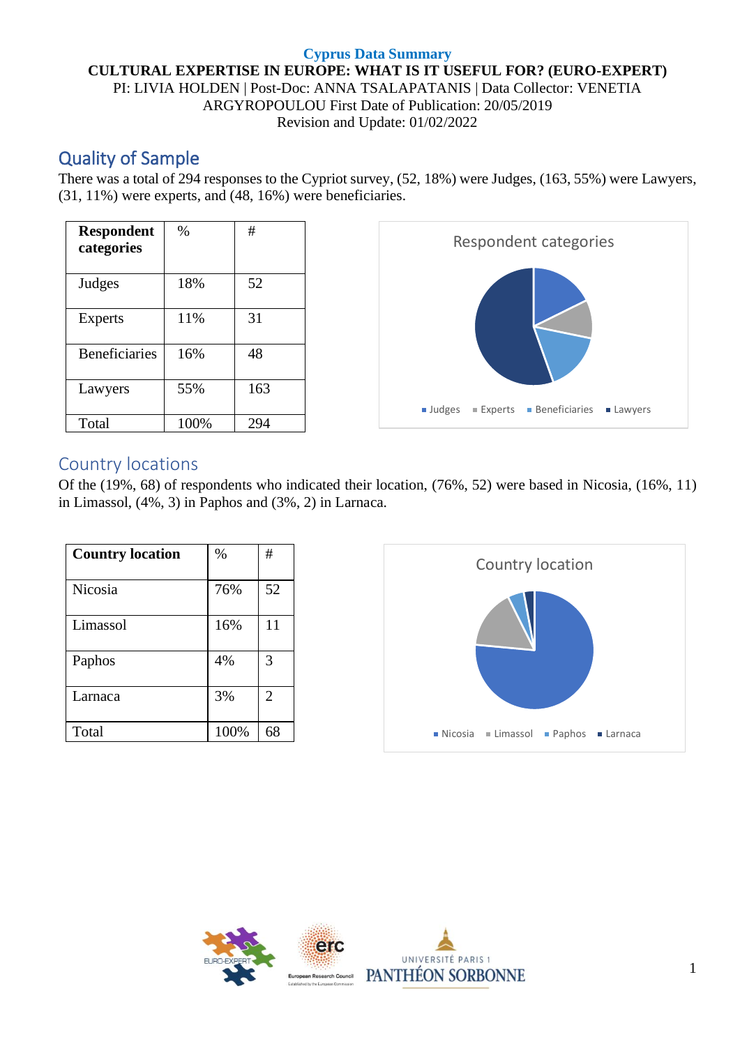**Cyprus Data Summary**

**CULTURAL EXPERTISE IN EUROPE: WHAT IS IT USEFUL FOR? (EURO-EXPERT)**

PI: LIVIA HOLDEN | Post-Doc: ANNA TSALAPATANIS | Data Collector: VENETIA ARGYROPOULOU First Date of Publication: 20/05/2019

Revision and Update: 01/02/2022

## Quality of Sample

There was a total of 294 responses to the Cypriot survey, (52, 18%) were Judges, (163, 55%) were Lawyers, (31, 11%) were experts, and (48, 16%) were beneficiaries.

| Respondent categories | % | # |
|---|---|---|
| Judges | 18% | 52 |
| Experts | 11% | 31 |
| Beneficiaries | 16% | 48 |
| Lawyers | 55% | 163 |
| Total | 100% | 294 |

## Country locations

Of the (19%, 68) of respondents who indicated their location, (76%, 52) were based in Nicosia, (16%, 11) in Limassol, (4%, 3) in Paphos and (3%, 2) in Larnaca.

| Country location | % | # |
|---|---|---|
| Nicosia | 76% | 52 |
| Limassol | 16% | 11 |
| Paphos | 4% | 3 |
| Larnaca | 3% | 2 |
| Total | 100% | 68 |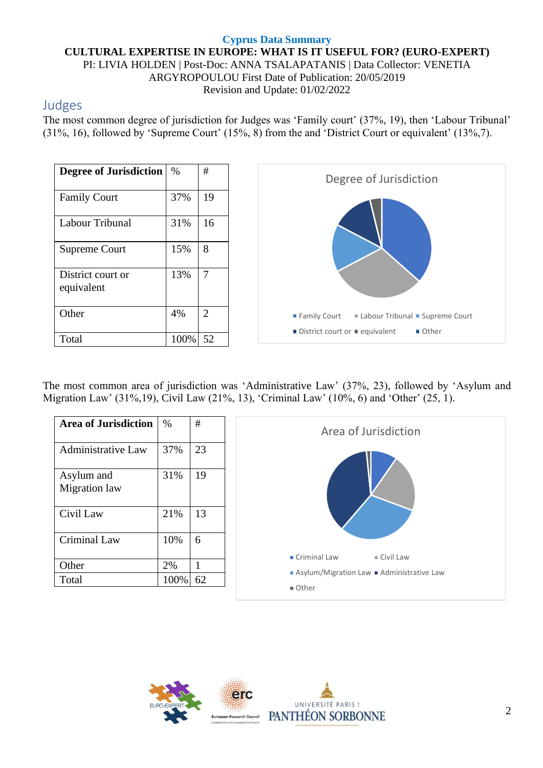**Cyprus Data Summary**

**CULTURAL EXPERTISE IN EUROPE: WHAT IS IT USEFUL FOR? (EURO-EXPERT)**

PI: LIVIA HOLDEN | Post-Doc: ANNA TSALAPATANIS | Data Collector: VENETIA ARGYROPOULOU First Date of Publication: 20/05/2019

Revision and Update: 01/02/2022

## Judges

The most common degree of jurisdiction for Judges was 'Family court' (37%, 19), then 'Labour Tribunal' (31%, 16), followed by 'Supreme Court' (15%, 8) from the and 'District Court or equivalent' (13%,7).

| Degree of Jurisdiction | % | # |
|---|---|---|
| Family Court | 37% | 19 |
| Labour Tribunal | 31% | 16 |
| Supreme Court | 15% | 8 |
| District court or equivalent | 13% | 7 |
| Other | 4% | 2 |
| Total | 100% | 52 |

The most common area of jurisdiction was 'Administrative Law' (37%, 23), followed by 'Asylum and Migration Law' (31%,19), Civil Law (21%, 13), 'Criminal Law' (10%, 6) and 'Other' (25, 1).

| Area of Jurisdiction | % | # |
|---|---|---|
| Administrative Law | 37% | 23 |
| Asylum and Migration law | 31% | 19 |
| Civil Law | 21% | 13 |
| Criminal Law | 10% | 6 |
| Other | 2% | 1 |
| Total | 100% | 62 |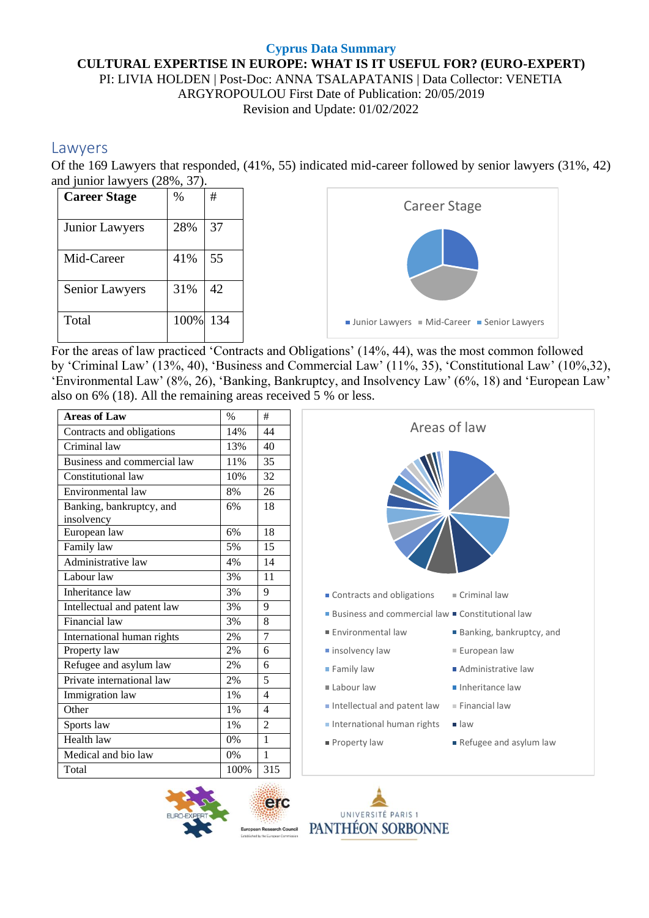**Cyprus Data Summary**

**CULTURAL EXPERTISE IN EUROPE: WHAT IS IT USEFUL FOR? (EURO-EXPERT)**

PI: LIVIA HOLDEN | Post-Doc: ANNA TSALAPATANIS | Data Collector: VENETIA ARGYROPOULOU First Date of Publication: 20/05/2019

Revision and Update: 01/02/2022

## Lawyers

Of the 169 Lawyers that responded, (41%, 55) indicated mid-career followed by senior lawyers (31%, 42) and junior lawyers (28%, 37).

| **Career Stage** | % | # |
|---|---|---|
| Junior Lawyers | 28% | 37 |
| Mid-Career | 41% | 55 |
| Senior Lawyers | 31% | 42 |
| Total | 100% | 134 |

Career Stage

■ Junior Lawyers ■ Mid-Career ■ Senior Lawyers

For the areas of law practiced 'Contracts and Obligations' (14%, 44), was the most common followed by 'Criminal Law' (13%, 40), 'Business and Commercial Law' (11%, 35), 'Constitutional Law' (10%,32), 'Environmental Law' (8%, 26), 'Banking, Bankruptcy, and Insolvency Law' (6%, 18) and 'European Law' also on 6% (18). All the remaining areas received 5 % or less.

| **Areas of Law** | % | # |
|---|---|---|
| Contracts and obligations | 14% | 44 |
| Criminal law | 13% | 40 |
| Business and commercial law | 11% | 35 |
| Constitutional law | 10% | 32 |
| Environmental law | 8% | 26 |
| Banking, bankruptcy, and insolvency | 6% | 18 |
| European law | 6% | 18 |
| Family law | 5% | 15 |
| Administrative law | 4% | 14 |
| Labour law | 3% | 11 |
| Inheritance law | 3% | 9 |
| Intellectual and patent law | 3% | 9 |
| Financial law | 3% | 8 |
| International human rights | 2% | 7 |
| Property law | 2% | 6 |
| Refugee and asylum law | 2% | 6 |
| Private international law | 2% | 5 |
| Immigration law | 1% | 4 |
| Other | 1% | 4 |
| Sports law | 1% | 2 |
| Health law | 0% | 1 |
| Medical and bio law | 0% | 1 |
| Total | 100% | 315 |

Areas of law

■ Contracts and obligations ■ Criminal law ■ Business and commercial law ■ Constitutional law ■ Environmental law ■ Banking, bankruptcy, and ■ insolvency law ■ European law ■ Family law ■ Administrative law ■ Labour law ■ Inheritance law ■ Intellectual and patent law ■ Financial law ■ International human rights ■ law ■ Property law ■ Refugee and asylum law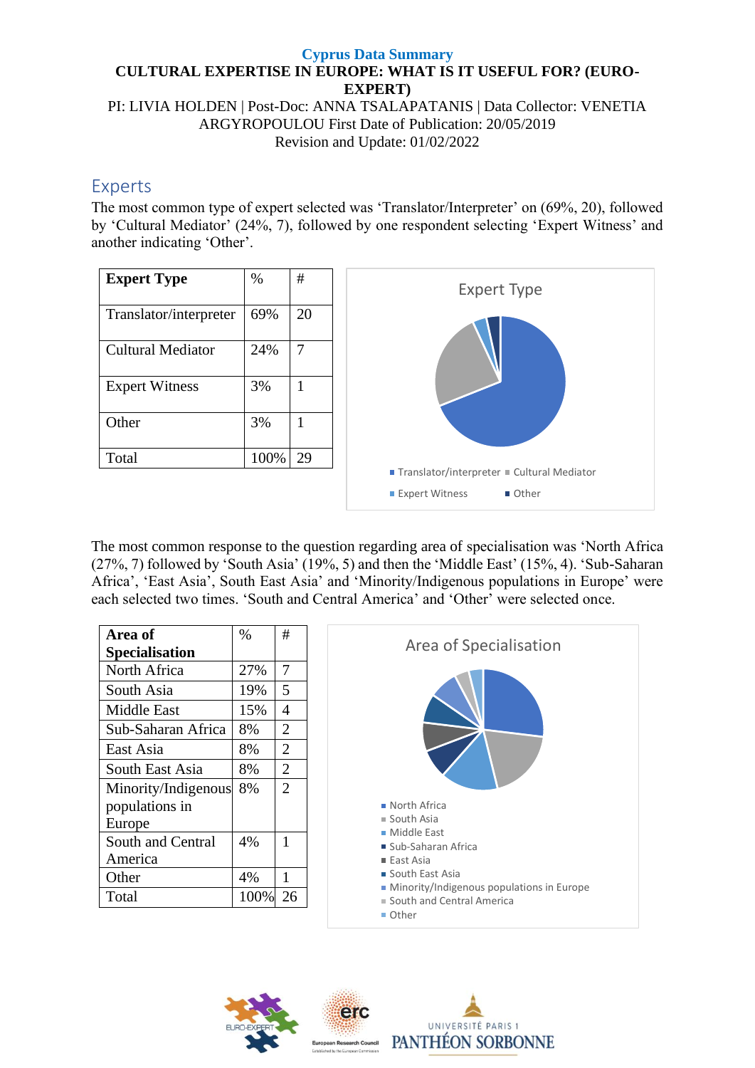**Cyprus Data Summary**

**CULTURAL EXPERTISE IN EUROPE: WHAT IS IT USEFUL FOR? (EURO-EXPERT)**

PI: LIVIA HOLDEN | Post-Doc: ANNA TSALAPATANIS | Data Collector: VENETIA ARGYROPOULOU First Date of Publication: 20/05/2019
Revision and Update: 01/02/2022

## Experts

The most common type of expert selected was 'Translator/Interpreter' on (69%, 20), followed by 'Cultural Mediator' (24%, 7), followed by one respondent selecting 'Expert Witness' and another indicating 'Other'.

| Expert Type | % | # |
|---|---|---|
| Translator/interpreter | 69% | 20 |
| Cultural Mediator | 24% | 7 |
| Expert Witness | 3% | 1 |
| Other | 3% | 1 |
| Total | 100% | 29 |

The most common response to the question regarding area of specialisation was 'North Africa (27%, 7) followed by 'South Asia' (19%, 5) and then the 'Middle East' (15%, 4). 'Sub-Saharan Africa', 'East Asia', South East Asia' and 'Minority/Indigenous populations in Europe' were each selected two times. 'South and Central America' and 'Other' were selected once.

| Area of Specialisation | % | # |
|---|---|---|
| North Africa | 27% | 7 |
| South Asia | 19% | 5 |
| Middle East | 15% | 4 |
| Sub-Saharan Africa | 8% | 2 |
| East Asia | 8% | 2 |
| South East Asia | 8% | 2 |
| Minority/Indigenous populations in Europe | 8% | 2 |
| South and Central America | 4% | 1 |
| Other | 4% | 1 |
| Total | 100% | 26 |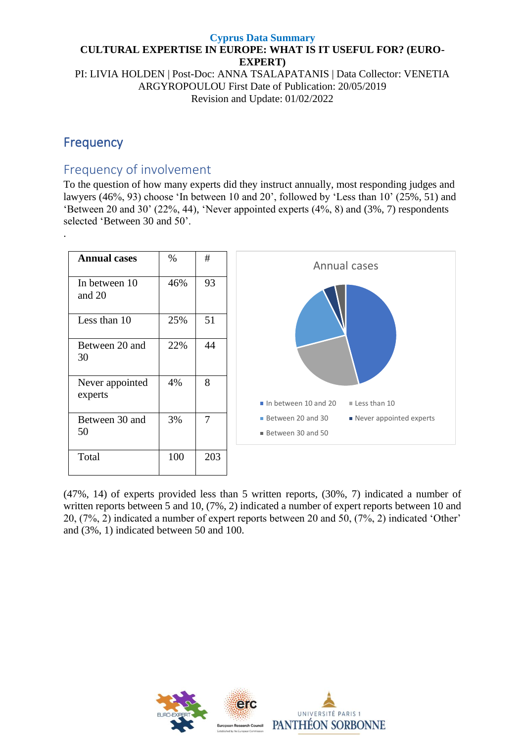**Cyprus Data Summary**

**CULTURAL EXPERTISE IN EUROPE: WHAT IS IT USEFUL FOR? (EURO-EXPERT)**

PI: LIVIA HOLDEN | Post-Doc: ANNA TSALAPATANIS | Data Collector: VENETIA ARGYROPOULOU First Date of Publication: 20/05/2019
Revision and Update: 01/02/2022

# Frequency

## Frequency of involvement

To the question of how many experts did they instruct annually, most responding judges and lawyers (46%, 93) choose 'In between 10 and 20', followed by 'Less than 10' (25%, 51) and 'Between 20 and 30' (22%, 44), 'Never appointed experts (4%, 8) and (3%, 7) respondents selected 'Between 30 and 50'.

.

| **Annual cases** | % | # |
|---|---|---|
| In between 10 and 20 | 46% | 93 |
| Less than 10 | 25% | 51 |
| Between 20 and 30 | 22% | 44 |
| Never appointed experts | 4% | 8 |
| Between 30 and 50 | 3% | 7 |
| Total | 100 | 203 |

Annual cases

- In between 10 and 20
- Less than 10
- Between 20 and 30
- Never appointed experts
- Between 30 and 50

(47%, 14) of experts provided less than 5 written reports, (30%, 7) indicated a number of written reports between 5 and 10, (7%, 2) indicated a number of expert reports between 10 and 20, (7%, 2) indicated a number of expert reports between 20 and 50, (7%, 2) indicated 'Other' and (3%, 1) indicated between 50 and 100.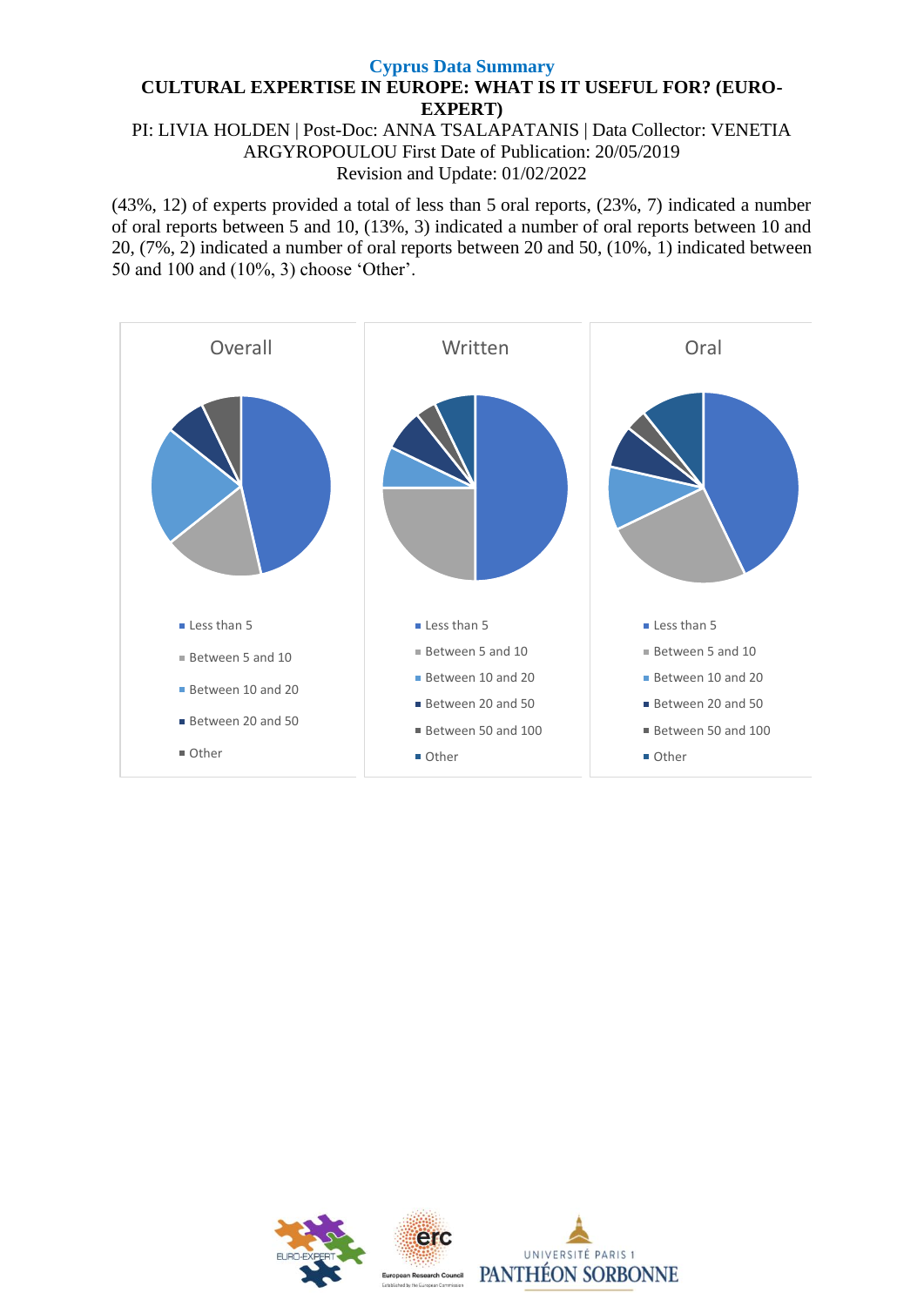**Cyprus Data Summary**

**CULTURAL EXPERTISE IN EUROPE: WHAT IS IT USEFUL FOR? (EURO-EXPERT)**

PI: LIVIA HOLDEN | Post-Doc: ANNA TSALAPATANIS | Data Collector: VENETIA ARGYROPOULOU First Date of Publication: 20/05/2019

Revision and Update: 01/02/2022

(43%, 12) of experts provided a total of less than 5 oral reports, (23%, 7) indicated a number of oral reports between 5 and 10, (13%, 3) indicated a number of oral reports between 10 and 20, (7%, 2) indicated a number of oral reports between 20 and 50, (10%, 1) indicated between 50 and 100 and (10%, 3) choose 'Other'.

Overall

- Less than 5
- Between 5 and 10
- Between 10 and 20
- Between 20 and 50
- Other

Written

- Less than 5
- Between 5 and 10
- Between 10 and 20
- Between 20 and 50
- Between 50 and 100
- Other

Oral

- Less than 5
- Between 5 and 10
- Between 10 and 20
- Between 20 and 50
- Between 50 and 100
- Other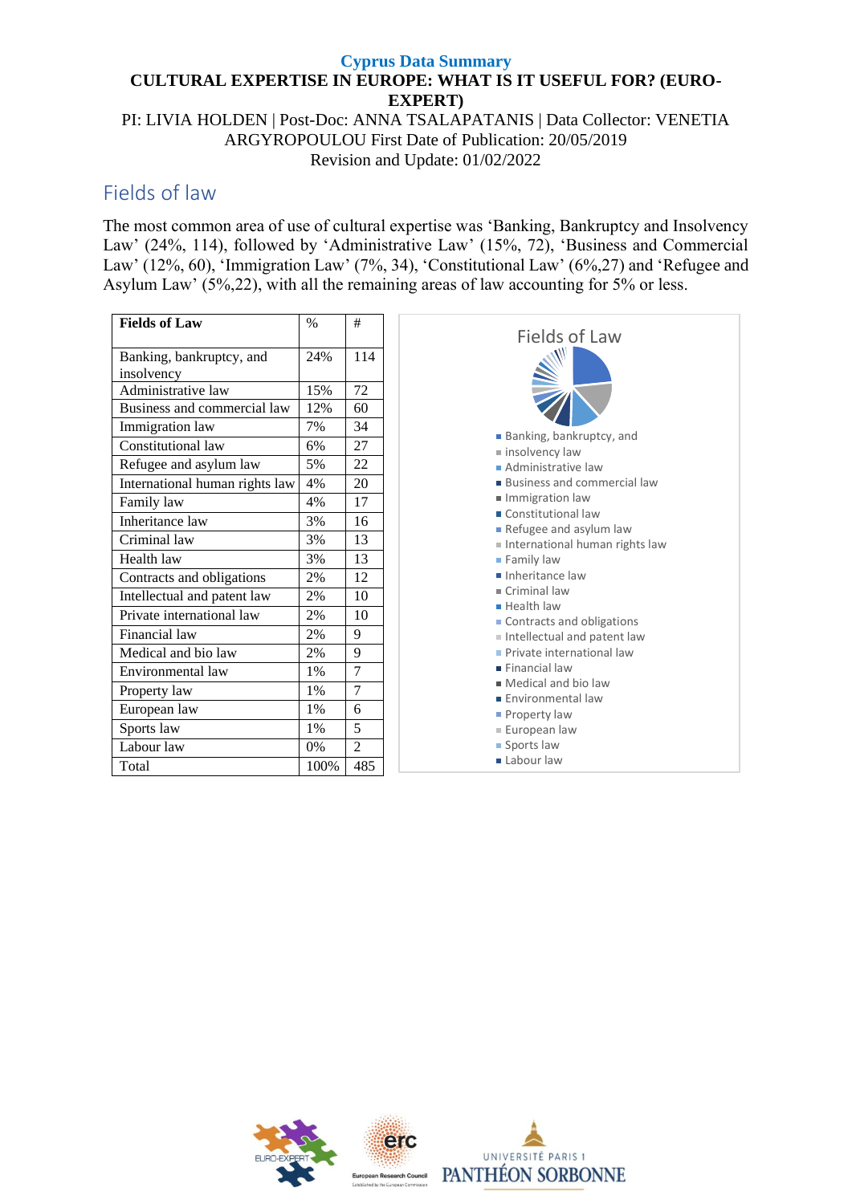**Cyprus Data Summary**

**CULTURAL EXPERTISE IN EUROPE: WHAT IS IT USEFUL FOR? (EURO-EXPERT)**

PI: LIVIA HOLDEN | Post-Doc: ANNA TSALAPATANIS | Data Collector: VENETIA ARGYROPOULOU First Date of Publication: 20/05/2019
Revision and Update: 01/02/2022

## Fields of law

The most common area of use of cultural expertise was 'Banking, Bankruptcy and Insolvency Law' (24%, 114), followed by 'Administrative Law' (15%, 72), 'Business and Commercial Law' (12%, 60), 'Immigration Law' (7%, 34), 'Constitutional Law' (6%,27) and 'Refugee and Asylum Law' (5%,22), with all the remaining areas of law accounting for 5% or less.

| Fields of Law | % | # |
|---|---|---|
| Banking, bankruptcy, and insolvency | 24% | 114 |
| Administrative law | 15% | 72 |
| Business and commercial law | 12% | 60 |
| Immigration law | 7% | 34 |
| Constitutional law | 6% | 27 |
| Refugee and asylum law | 5% | 22 |
| International human rights law | 4% | 20 |
| Family law | 4% | 17 |
| Inheritance law | 3% | 16 |
| Criminal law | 3% | 13 |
| Health law | 3% | 13 |
| Contracts and obligations | 2% | 12 |
| Intellectual and patent law | 2% | 10 |
| Private international law | 2% | 10 |
| Financial law | 2% | 9 |
| Medical and bio law | 2% | 9 |
| Environmental law | 1% | 7 |
| Property law | 1% | 7 |
| European law | 1% | 6 |
| Sports law | 1% | 5 |
| Labour law | 0% | 2 |
| Total | 100% | 485 |

Fields of Law

- Banking, bankruptcy, and
- insolvency law
- Administrative law
- Business and commercial law
- Immigration law
- Constitutional law
- Refugee and asylum law
- International human rights law
- Family law
- Inheritance law
- Criminal law
- Health law
- Contracts and obligations
- Intellectual and patent law
- Private international law
- Financial law
- Medical and bio law
- Environmental law
- Property law
- European law
- Sports law
- Labour law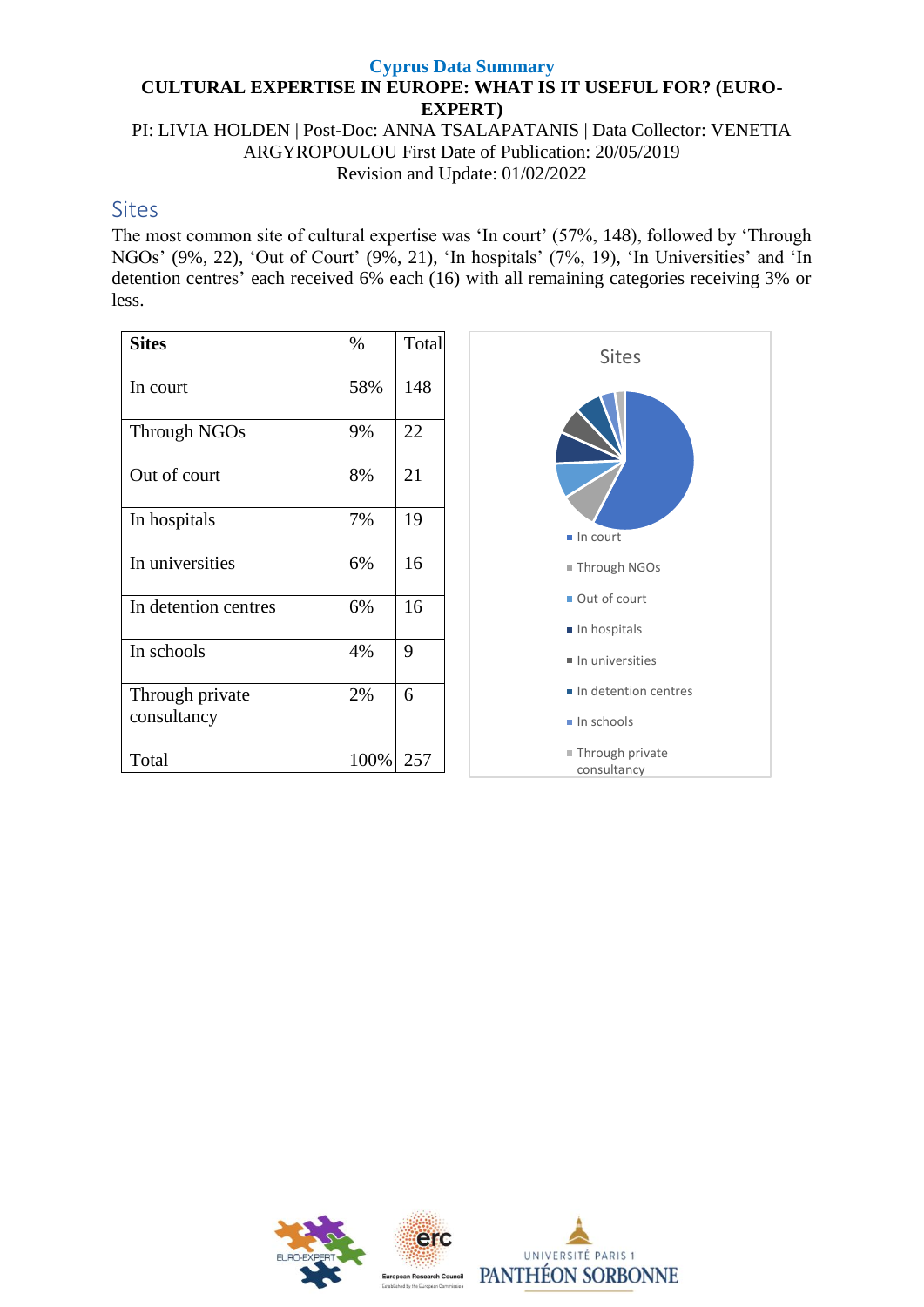**Cyprus Data Summary**

**CULTURAL EXPERTISE IN EUROPE: WHAT IS IT USEFUL FOR? (EURO-EXPERT)**

PI: LIVIA HOLDEN | Post-Doc: ANNA TSALAPATANIS | Data Collector: VENETIA ARGYROPOULOU First Date of Publication: 20/05/2019
Revision and Update: 01/02/2022

## Sites

The most common site of cultural expertise was 'In court' (57%, 148), followed by 'Through NGOs' (9%, 22), 'Out of Court' (9%, 21), 'In hospitals' (7%, 19), 'In Universities' and 'In detention centres' each received 6% each (16) with all remaining categories receiving 3% or less.

| Sites | % | Total |
|---|---|---|
| In court | 58% | 148 |
| Through NGOs | 9% | 22 |
| Out of court | 8% | 21 |
| In hospitals | 7% | 19 |
| In universities | 6% | 16 |
| In detention centres | 6% | 16 |
| In schools | 4% | 9 |
| Through private consultancy | 2% | 6 |
| Total | 100% | 257 |

Sites

- In court
- Through NGOs
- Out of court
- In hospitals
- In universities
- In detention centres
- In schools
- Through private consultancy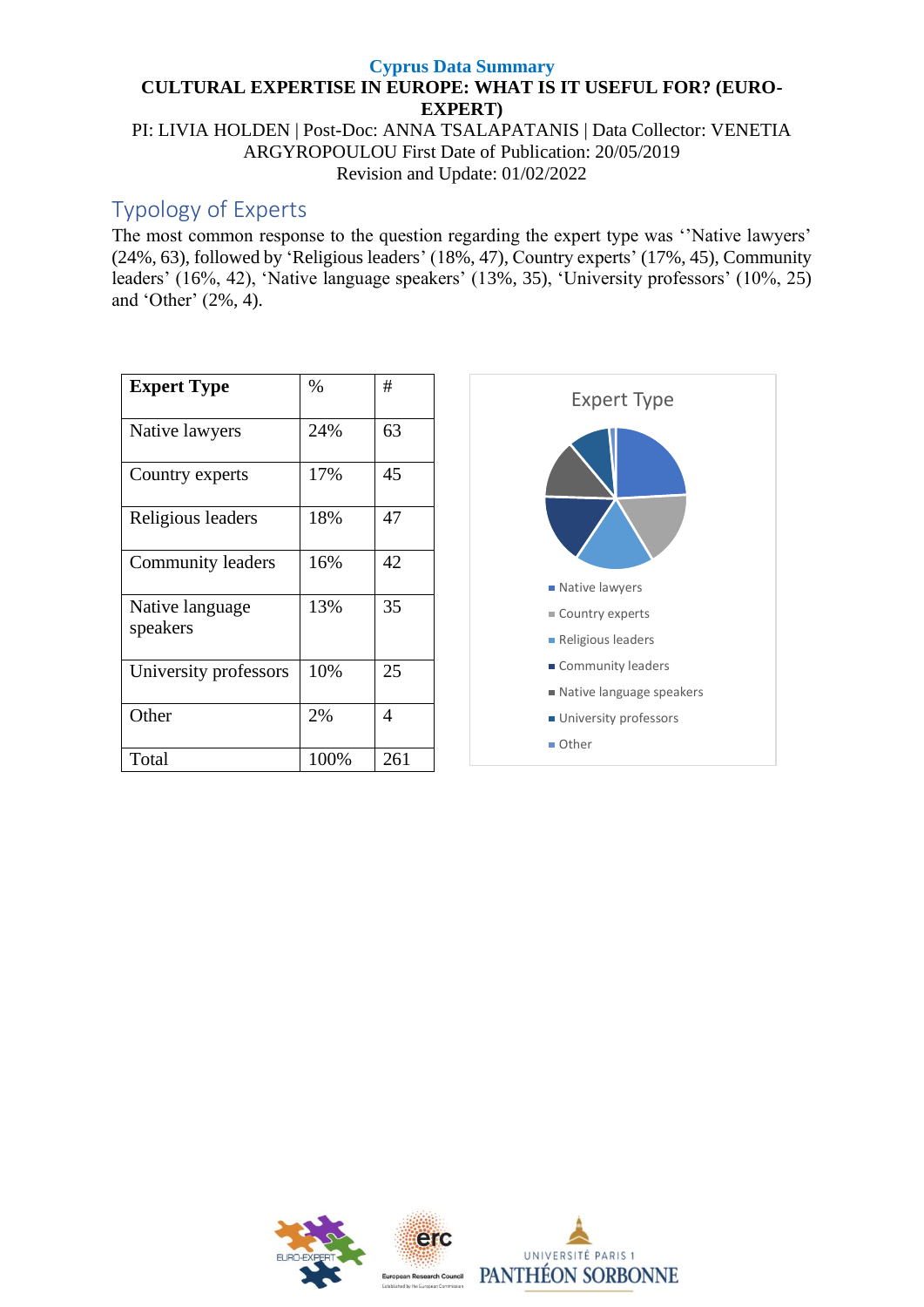**Cyprus Data Summary**

**CULTURAL EXPERTISE IN EUROPE: WHAT IS IT USEFUL FOR? (EURO-EXPERT)**

PI: LIVIA HOLDEN | Post-Doc: ANNA TSALAPATANIS | Data Collector: VENETIA ARGYROPOULOU First Date of Publication: 20/05/2019
Revision and Update: 01/02/2022

## Typology of Experts

The most common response to the question regarding the expert type was ''Native lawyers' (24%, 63), followed by 'Religious leaders' (18%, 47), Country experts' (17%, 45), Community leaders' (16%, 42), 'Native language speakers' (13%, 35), 'University professors' (10%, 25) and 'Other' (2%, 4).

| **Expert Type** | % | # |
|---|---|---|
| Native lawyers | 24% | 63 |
| Country experts | 17% | 45 |
| Religious leaders | 18% | 47 |
| Community leaders | 16% | 42 |
| Native language speakers | 13% | 35 |
| University professors | 10% | 25 |
| Other | 2% | 4 |
| Total | 100% | 261 |

Expert Type

- Native lawyers
- Country experts
- Religious leaders
- Community leaders
- Native language speakers
- University professors
- Other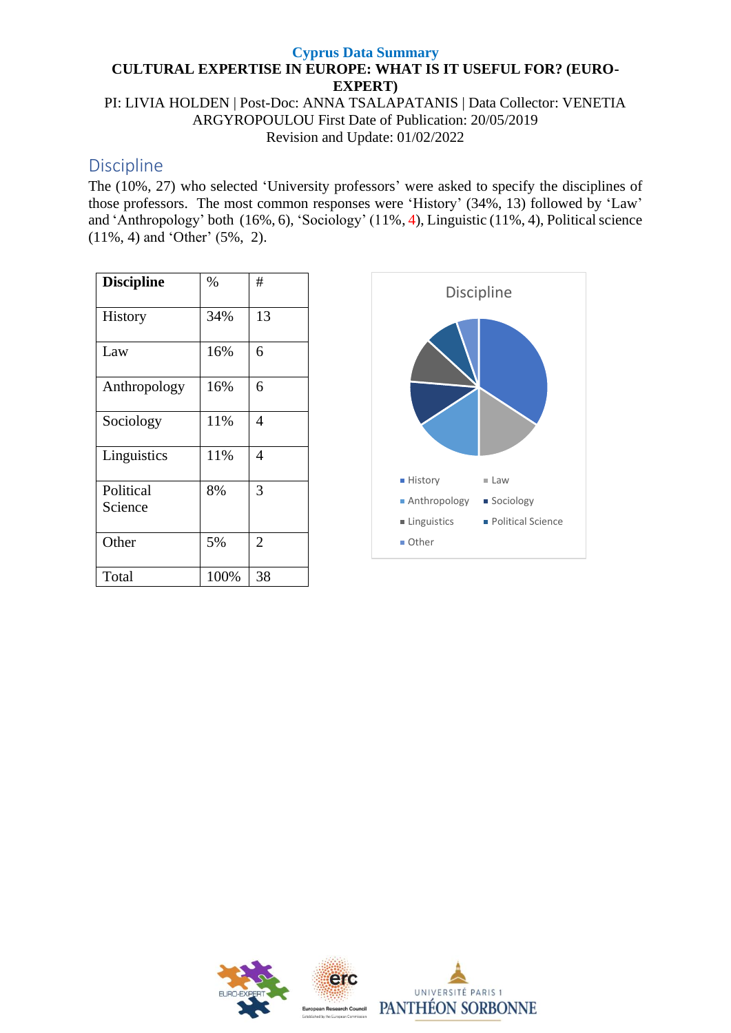**Cyprus Data Summary**

**CULTURAL EXPERTISE IN EUROPE: WHAT IS IT USEFUL FOR? (EURO-EXPERT)**

PI: LIVIA HOLDEN | Post-Doc: ANNA TSALAPATANIS | Data Collector: VENETIA ARGYROPOULOU First Date of Publication: 20/05/2019
Revision and Update: 01/02/2022

## Discipline

The (10%, 27) who selected 'University professors' were asked to specify the disciplines of those professors. The most common responses were 'History' (34%, 13) followed by 'Law' and 'Anthropology' both (16%, 6), 'Sociology' (11%, 4), Linguistic (11%, 4), Political science (11%, 4) and 'Other' (5%, 2).

| **Discipline** | % | # |
|---|---|---|
| History | 34% | 13 |
| Law | 16% | 6 |
| Anthropology | 16% | 6 |
| Sociology | 11% | 4 |
| Linguistics | 11% | 4 |
| Political Science | 8% | 3 |
| Other | 5% | 2 |
| Total | 100% | 38 |

Discipline

History, Law, Anthropology, Sociology, Linguistics, Political Science, Other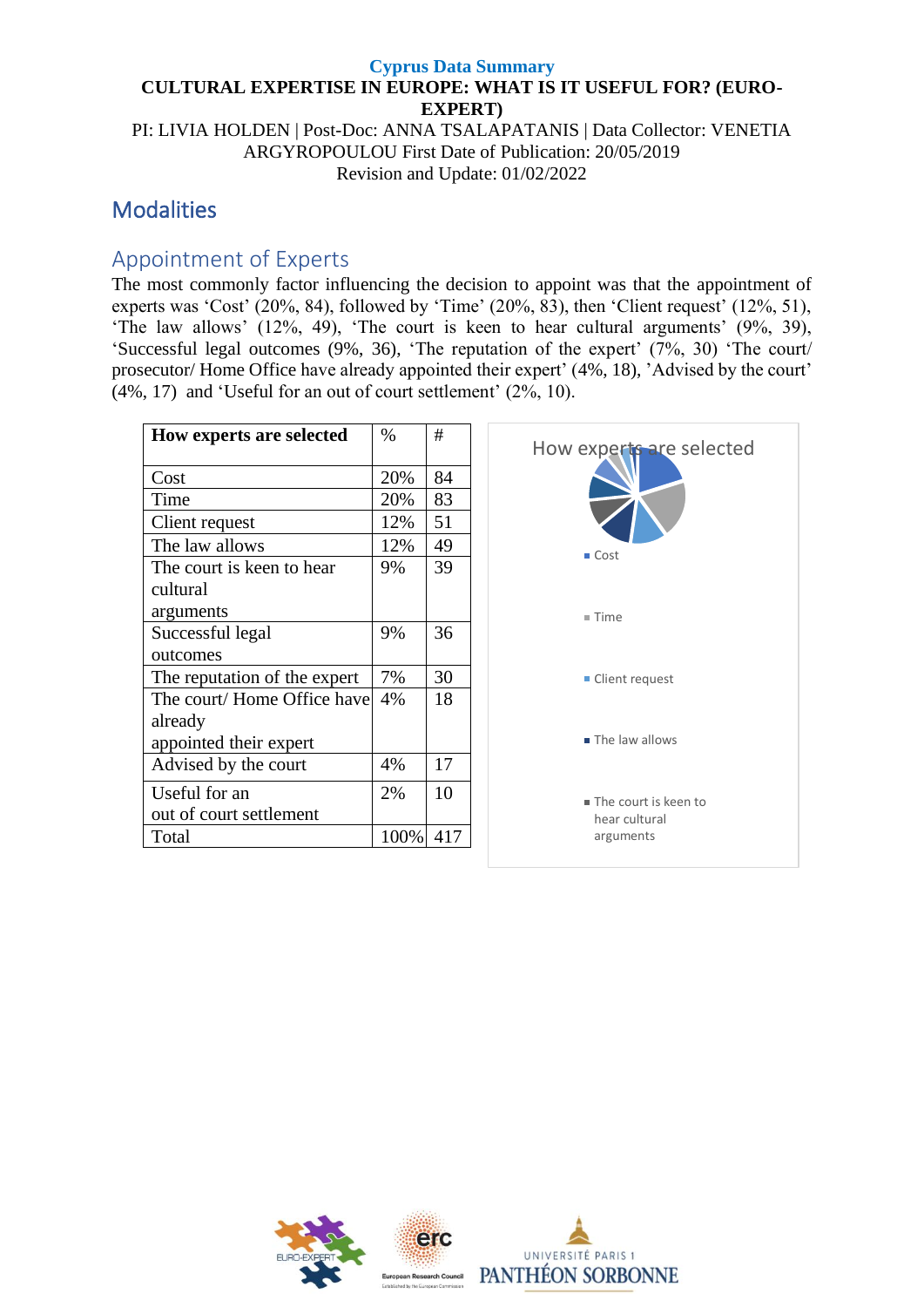**Cyprus Data Summary**

**CULTURAL EXPERTISE IN EUROPE: WHAT IS IT USEFUL FOR? (EURO-EXPERT)**

PI: LIVIA HOLDEN | Post-Doc: ANNA TSALAPATANIS | Data Collector: VENETIA ARGYROPOULOU First Date of Publication: 20/05/2019

Revision and Update: 01/02/2022

# Modalities

## Appointment of Experts

The most commonly factor influencing the decision to appoint was that the appointment of experts was 'Cost' (20%, 84), followed by 'Time' (20%, 83), then 'Client request' (12%, 51), 'The law allows' (12%, 49), 'The court is keen to hear cultural arguments' (9%, 39), 'Successful legal outcomes (9%, 36), 'The reputation of the expert' (7%, 30) 'The court/ prosecutor/ Home Office have already appointed their expert' (4%, 18), 'Advised by the court' (4%, 17) and 'Useful for an out of court settlement' (2%, 10).

| How experts are selected | % | # |
|---|---|---|
| Cost | 20% | 84 |
| Time | 20% | 83 |
| Client request | 12% | 51 |
| The law allows | 12% | 49 |
| The court is keen to hear cultural arguments | 9% | 39 |
| Successful legal outcomes | 9% | 36 |
| The reputation of the expert | 7% | 30 |
| The court/ Home Office have already appointed their expert | 4% | 18 |
| Advised by the court | 4% | 17 |
| Useful for an out of court settlement | 2% | 10 |
| Total | 100% | 417 |

How experts are selected

- Cost
- Time
- Client request
- The law allows
- The court is keen to hear cultural arguments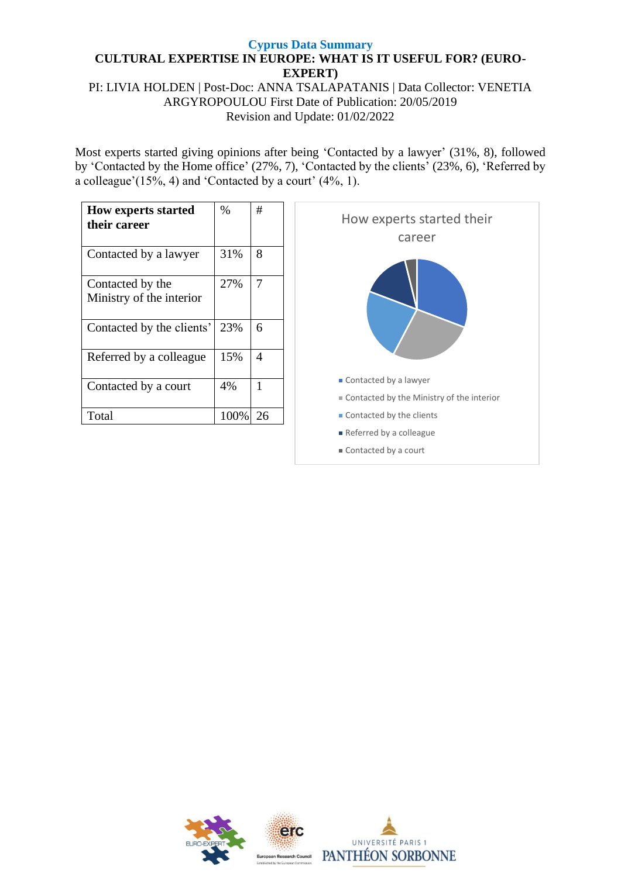**Cyprus Data Summary**

**CULTURAL EXPERTISE IN EUROPE: WHAT IS IT USEFUL FOR? (EURO-EXPERT)**

PI: LIVIA HOLDEN | Post-Doc: ANNA TSALAPATANIS | Data Collector: VENETIA ARGYROPOULOU First Date of Publication: 20/05/2019
Revision and Update: 01/02/2022

Most experts started giving opinions after being 'Contacted by a lawyer' (31%, 8), followed by 'Contacted by the Home office' (27%, 7), 'Contacted by the clients' (23%, 6), 'Referred by a colleague'(15%, 4) and 'Contacted by a court' (4%, 1).

| **How experts started their career** | % | # |
|---|---|---|
| Contacted by a lawyer | 31% | 8 |
| Contacted by the Ministry of the interior | 27% | 7 |
| Contacted by the clients' | 23% | 6 |
| Referred by a colleague | 15% | 4 |
| Contacted by a court | 4% | 1 |
| Total | 100% | 26 |

How experts started their career

- Contacted by a lawyer
- Contacted by the Ministry of the interior
- Contacted by the clients
- Referred by a colleague
- Contacted by a court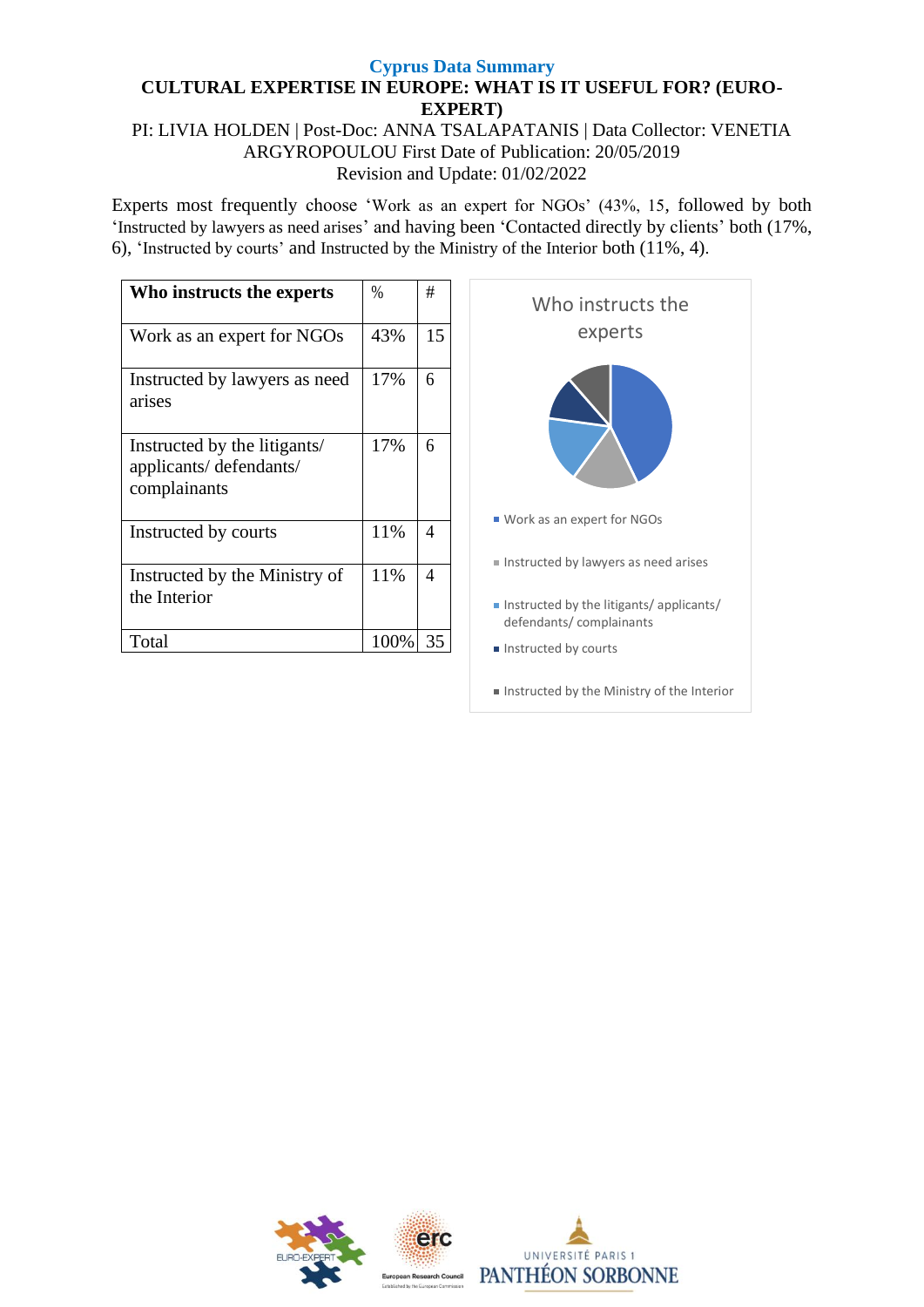**Cyprus Data Summary**

**CULTURAL EXPERTISE IN EUROPE: WHAT IS IT USEFUL FOR? (EURO-EXPERT)**

PI: LIVIA HOLDEN | Post-Doc: ANNA TSALAPATANIS | Data Collector: VENETIA ARGYROPOULOU First Date of Publication: 20/05/2019
Revision and Update: 01/02/2022

Experts most frequently choose 'Work as an expert for NGOs' (43%, 15, followed by both 'Instructed by lawyers as need arises' and having been 'Contacted directly by clients' both (17%, 6), 'Instructed by courts' and Instructed by the Ministry of the Interior both (11%, 4).

| **Who instructs the experts** | % | # |
|---|---|---|
| Work as an expert for NGOs | 43% | 15 |
| Instructed by lawyers as need arises | 17% | 6 |
| Instructed by the litigants/ applicants/ defendants/ complainants | 17% | 6 |
| Instructed by courts | 11% | 4 |
| Instructed by the Ministry of the Interior | 11% | 4 |
| Total | 100% | 35 |

Who instructs the experts

- Work as an expert for NGOs
- Instructed by lawyers as need arises
- Instructed by the litigants/ applicants/ defendants/ complainants
- Instructed by courts
- Instructed by the Ministry of the Interior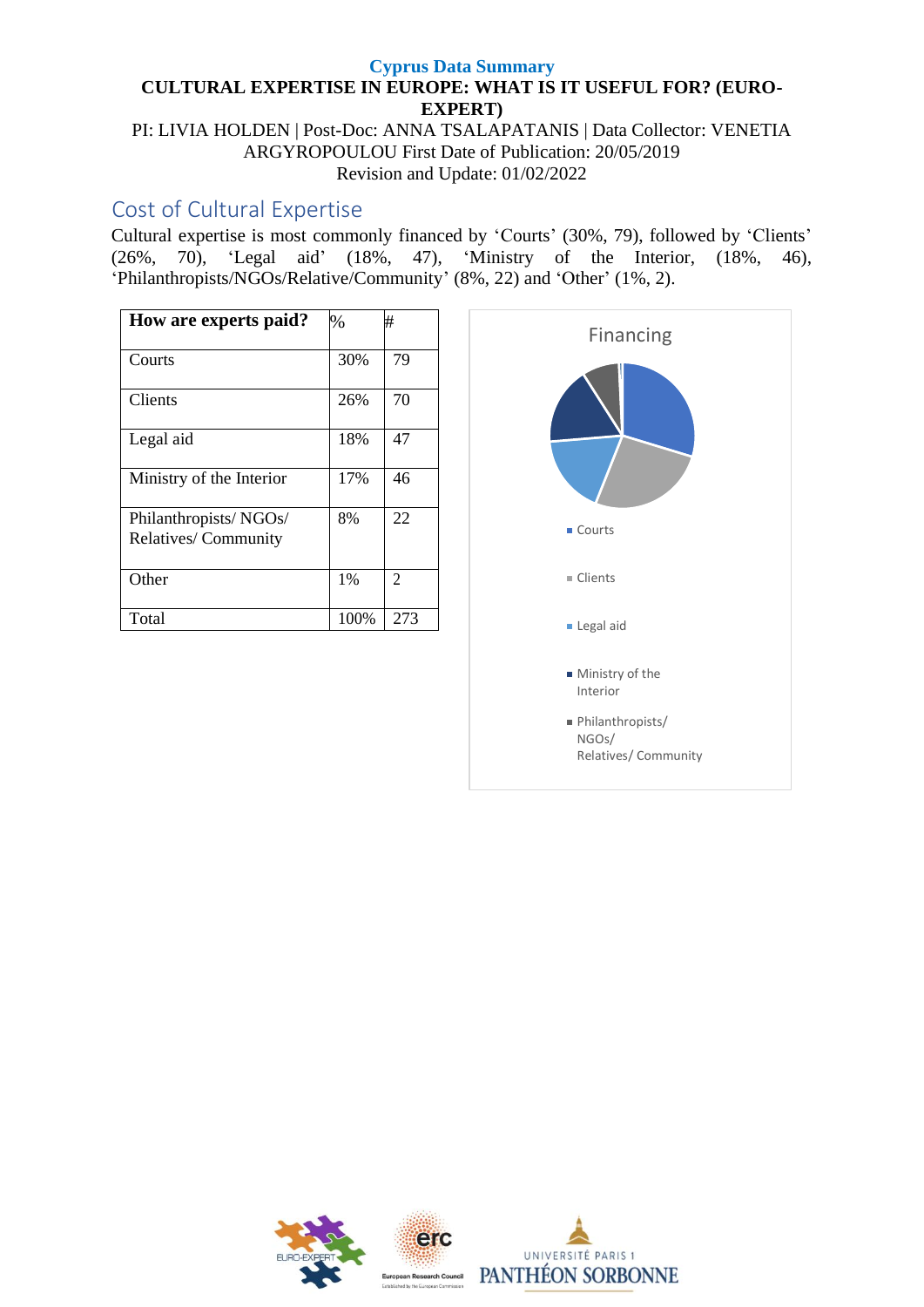**Cyprus Data Summary**

**CULTURAL EXPERTISE IN EUROPE: WHAT IS IT USEFUL FOR? (EURO-EXPERT)**

PI: LIVIA HOLDEN | Post-Doc: ANNA TSALAPATANIS | Data Collector: VENETIA ARGYROPOULOU First Date of Publication: 20/05/2019
Revision and Update: 01/02/2022

## Cost of Cultural Expertise

Cultural expertise is most commonly financed by 'Courts' (30%, 79), followed by 'Clients' (26%, 70), 'Legal aid' (18%, 47), 'Ministry of the Interior, (18%, 46), 'Philanthropists/NGOs/Relative/Community' (8%, 22) and 'Other' (1%, 2).

| How are experts paid? | % | # |
|---|---|---|
| Courts | 30% | 79 |
| Clients | 26% | 70 |
| Legal aid | 18% | 47 |
| Ministry of the Interior | 17% | 46 |
| Philanthropists/ NGOs/ Relatives/ Community | 8% | 22 |
| Other | 1% | 2 |
| Total | 100% | 273 |

Financing

- Courts
- Clients
- Legal aid
- Ministry of the Interior
- Philanthropists/ NGOs/ Relatives/ Community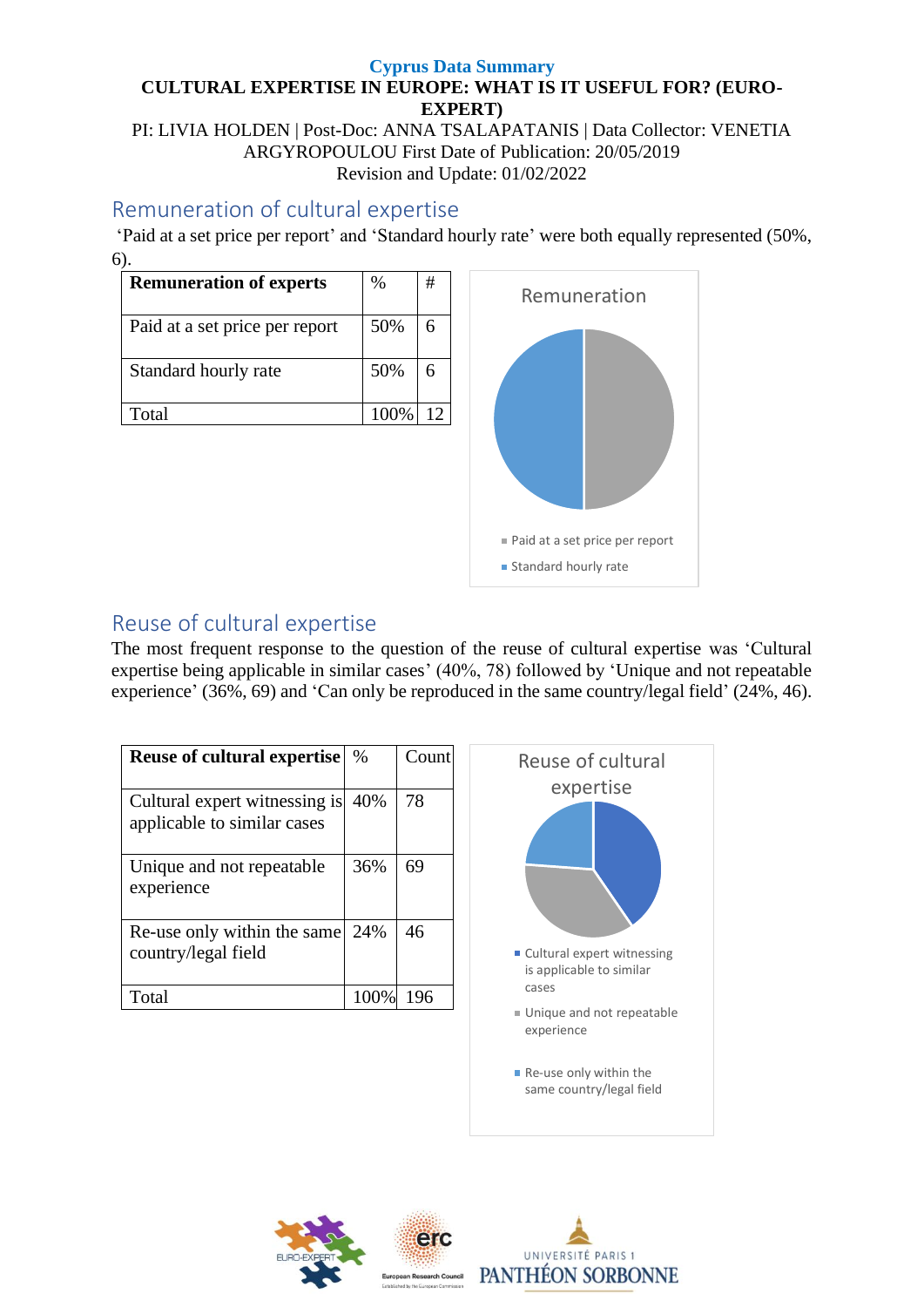**Cyprus Data Summary**

**CULTURAL EXPERTISE IN EUROPE: WHAT IS IT USEFUL FOR? (EURO-EXPERT)**

PI: LIVIA HOLDEN | Post-Doc: ANNA TSALAPATANIS | Data Collector: VENETIA ARGYROPOULOU First Date of Publication: 20/05/2019
Revision and Update: 01/02/2022

## Remuneration of cultural expertise

'Paid at a set price per report' and 'Standard hourly rate' were both equally represented (50%, 6).

| Remuneration of experts | % | # |
|---|---|---|
| Paid at a set price per report | 50% | 6 |
| Standard hourly rate | 50% | 6 |
| Total | 100% | 12 |

Remuneration

- Paid at a set price per report
- Standard hourly rate

## Reuse of cultural expertise

The most frequent response to the question of the reuse of cultural expertise was 'Cultural expertise being applicable in similar cases' (40%, 78) followed by 'Unique and not repeatable experience' (36%, 69) and 'Can only be reproduced in the same country/legal field' (24%, 46).

| Reuse of cultural expertise | % | Count |
|---|---|---|
| Cultural expert witnessing is applicable to similar cases | 40% | 78 |
| Unique and not repeatable experience | 36% | 69 |
| Re-use only within the same country/legal field | 24% | 46 |
| Total | 100% | 196 |

Reuse of cultural expertise

- Cultural expert witnessing is applicable to similar cases
- Unique and not repeatable experience
- Re-use only within the same country/legal field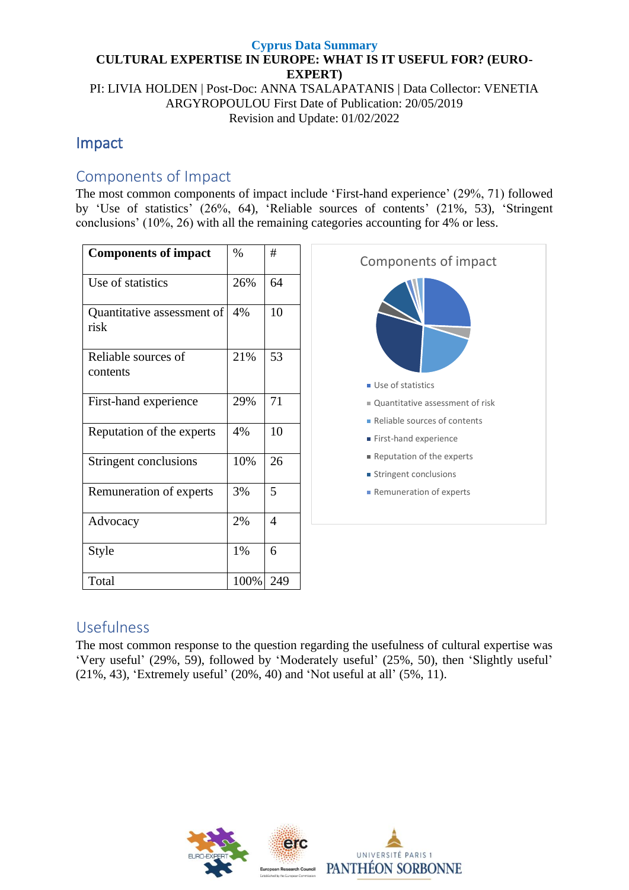**Cyprus Data Summary**

**CULTURAL EXPERTISE IN EUROPE: WHAT IS IT USEFUL FOR? (EURO-EXPERT)**

PI: LIVIA HOLDEN | Post-Doc: ANNA TSALAPATANIS | Data Collector: VENETIA ARGYROPOULOU First Date of Publication: 20/05/2019
Revision and Update: 01/02/2022

# Impact

## Components of Impact

The most common components of impact include 'First-hand experience' (29%, 71) followed by 'Use of statistics' (26%, 64), 'Reliable sources of contents' (21%, 53), 'Stringent conclusions' (10%, 26) with all the remaining categories accounting for 4% or less.

| Components of impact | % | # |
|---|---|---|
| Use of statistics | 26% | 64 |
| Quantitative assessment of risk | 4% | 10 |
| Reliable sources of contents | 21% | 53 |
| First-hand experience | 29% | 71 |
| Reputation of the experts | 4% | 10 |
| Stringent conclusions | 10% | 26 |
| Remuneration of experts | 3% | 5 |
| Advocacy | 2% | 4 |
| Style | 1% | 6 |
| Total | 100% | 249 |

Components of impact

- Use of statistics
- Quantitative assessment of risk
- Reliable sources of contents
- First-hand experience
- Reputation of the experts
- Stringent conclusions
- Remuneration of experts

## Usefulness

The most common response to the question regarding the usefulness of cultural expertise was 'Very useful' (29%, 59), followed by 'Moderately useful' (25%, 50), then 'Slightly useful' (21%, 43), 'Extremely useful' (20%, 40) and 'Not useful at all' (5%, 11).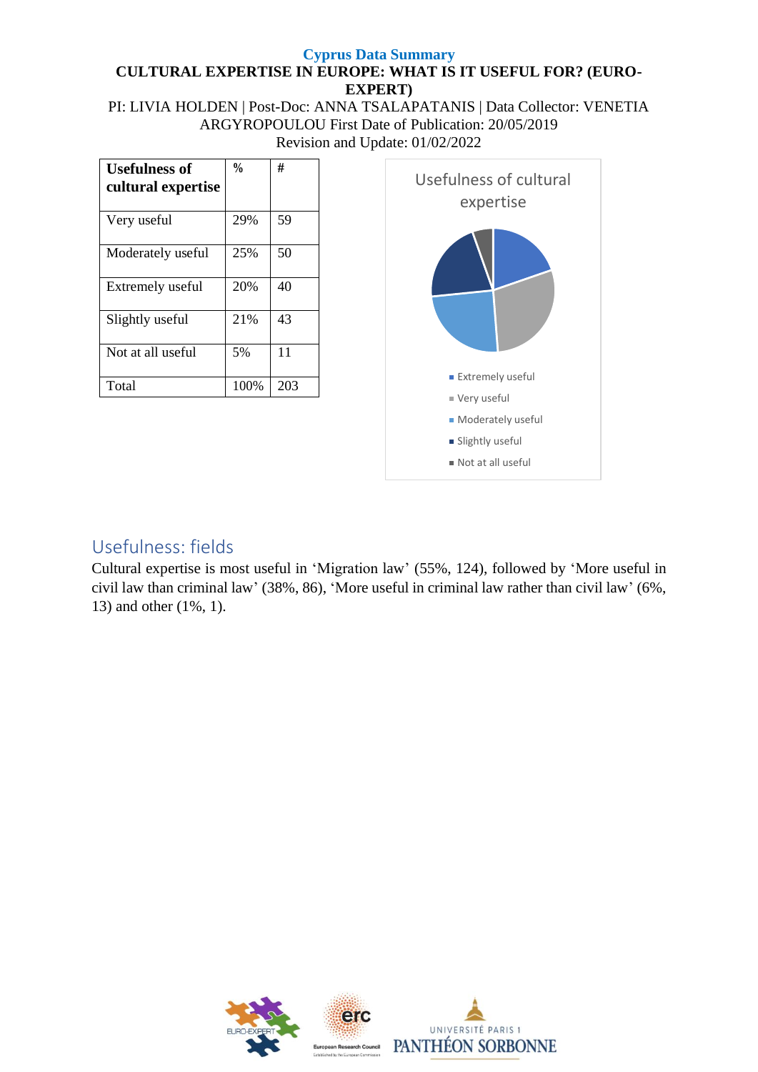**Cyprus Data Summary**

**CULTURAL EXPERTISE IN EUROPE: WHAT IS IT USEFUL FOR? (EURO-EXPERT)**

PI: LIVIA HOLDEN | Post-Doc: ANNA TSALAPATANIS | Data Collector: VENETIA ARGYROPOULOU First Date of Publication: 20/05/2019

Revision and Update: 01/02/2022

| **Usefulness of cultural expertise** | **%** | **#** |
|---|---|---|
| Very useful | 29% | 59 |
| Moderately useful | 25% | 50 |
| Extremely useful | 20% | 40 |
| Slightly useful | 21% | 43 |
| Not at all useful | 5% | 11 |
| Total | 100% | 203 |

Usefulness of cultural expertise

- Extremely useful
- Very useful
- Moderately useful
- Slightly useful
- Not at all useful

## Usefulness: fields

Cultural expertise is most useful in 'Migration law' (55%, 124), followed by 'More useful in civil law than criminal law' (38%, 86), 'More useful in criminal law rather than civil law' (6%, 13) and other (1%, 1).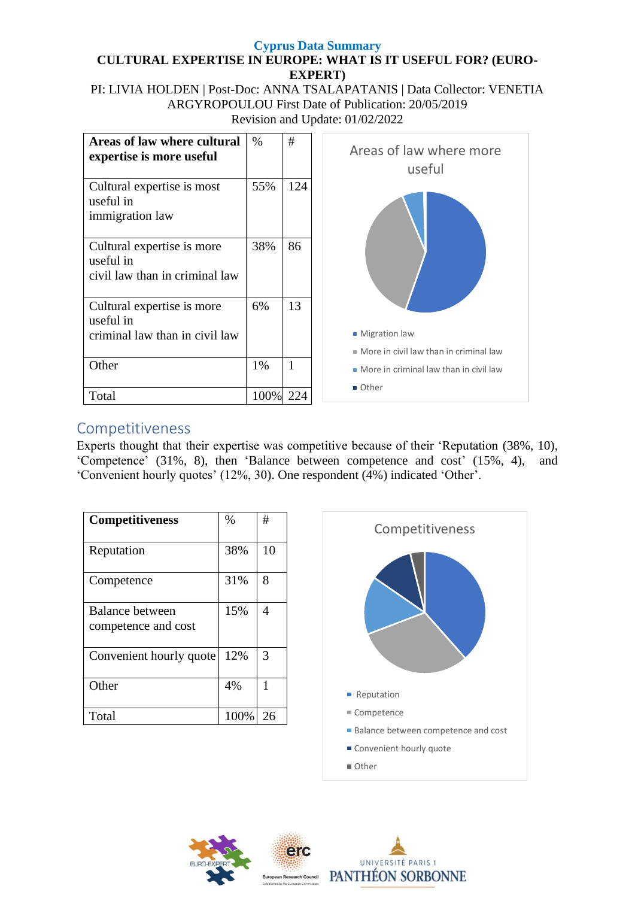**Cyprus Data Summary**

**CULTURAL EXPERTISE IN EUROPE: WHAT IS IT USEFUL FOR? (EURO-EXPERT)**

PI: LIVIA HOLDEN | Post-Doc: ANNA TSALAPATANIS | Data Collector: VENETIA ARGYROPOULOU First Date of Publication: 20/05/2019
Revision and Update: 01/02/2022

| **Areas of law where cultural expertise is more useful** | % | # |
|---|---|---|
| Cultural expertise is most useful in immigration law | 55% | 124 |
| Cultural expertise is more useful in civil law than in criminal law | 38% | 86 |
| Cultural expertise is more useful in criminal law than in civil law | 6% | 13 |
| Other | 1% | 1 |
| Total | 100% | 224 |

Areas of law where more useful

- Migration law
- More in civil law than in criminal law
- More in criminal law than in civil law
- Other

## Competitiveness

Experts thought that their expertise was competitive because of their 'Reputation (38%, 10), 'Competence' (31%, 8), then 'Balance between competence and cost' (15%, 4), and 'Convenient hourly quotes' (12%, 30). One respondent (4%) indicated 'Other'.

| **Competitiveness** | % | # |
|---|---|---|
| Reputation | 38% | 10 |
| Competence | 31% | 8 |
| Balance between competence and cost | 15% | 4 |
| Convenient hourly quote | 12% | 3 |
| Other | 4% | 1 |
| Total | 100% | 26 |

Competitiveness

- Reputation
- Competence
- Balance between competence and cost
- Convenient hourly quote
- Other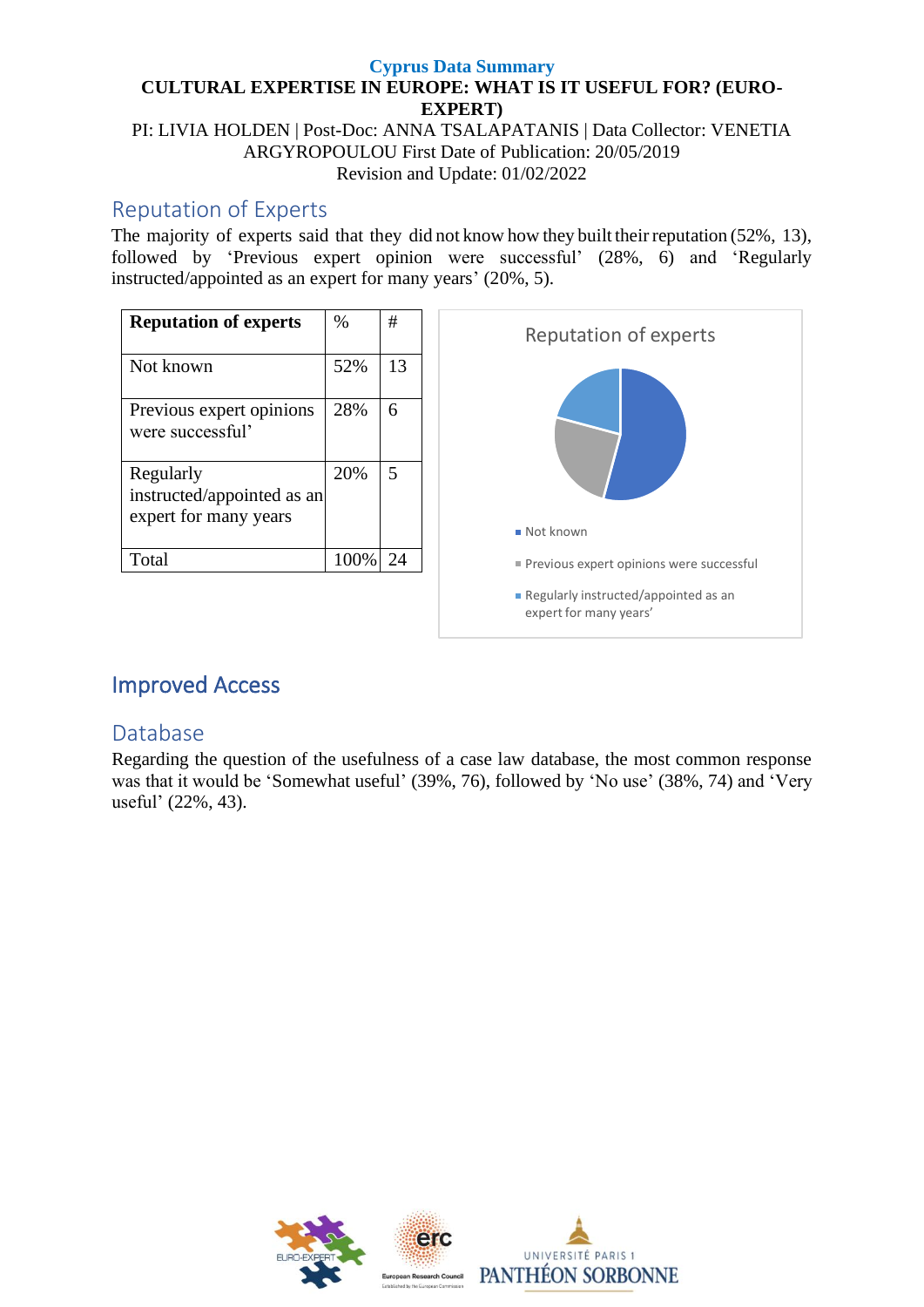**Cyprus Data Summary**

**CULTURAL EXPERTISE IN EUROPE: WHAT IS IT USEFUL FOR? (EURO-EXPERT)**

PI: LIVIA HOLDEN | Post-Doc: ANNA TSALAPATANIS | Data Collector: VENETIA ARGYROPOULOU First Date of Publication: 20/05/2019
Revision and Update: 01/02/2022

## Reputation of Experts

The majority of experts said that they did not know how they built their reputation (52%, 13), followed by 'Previous expert opinion were successful' (28%, 6) and 'Regularly instructed/appointed as an expert for many years' (20%, 5).

| Reputation of experts | % | # |
|---|---|---|
| Not known | 52% | 13 |
| Previous expert opinions were successful' | 28% | 6 |
| Regularly instructed/appointed as an expert for many years | 20% | 5 |
| Total | 100% | 24 |

Reputation of experts

- Not known
- Previous expert opinions were successful
- Regularly instructed/appointed as an expert for many years'

## Improved Access

### Database

Regarding the question of the usefulness of a case law database, the most common response was that it would be 'Somewhat useful' (39%, 76), followed by 'No use' (38%, 74) and 'Very useful' (22%, 43).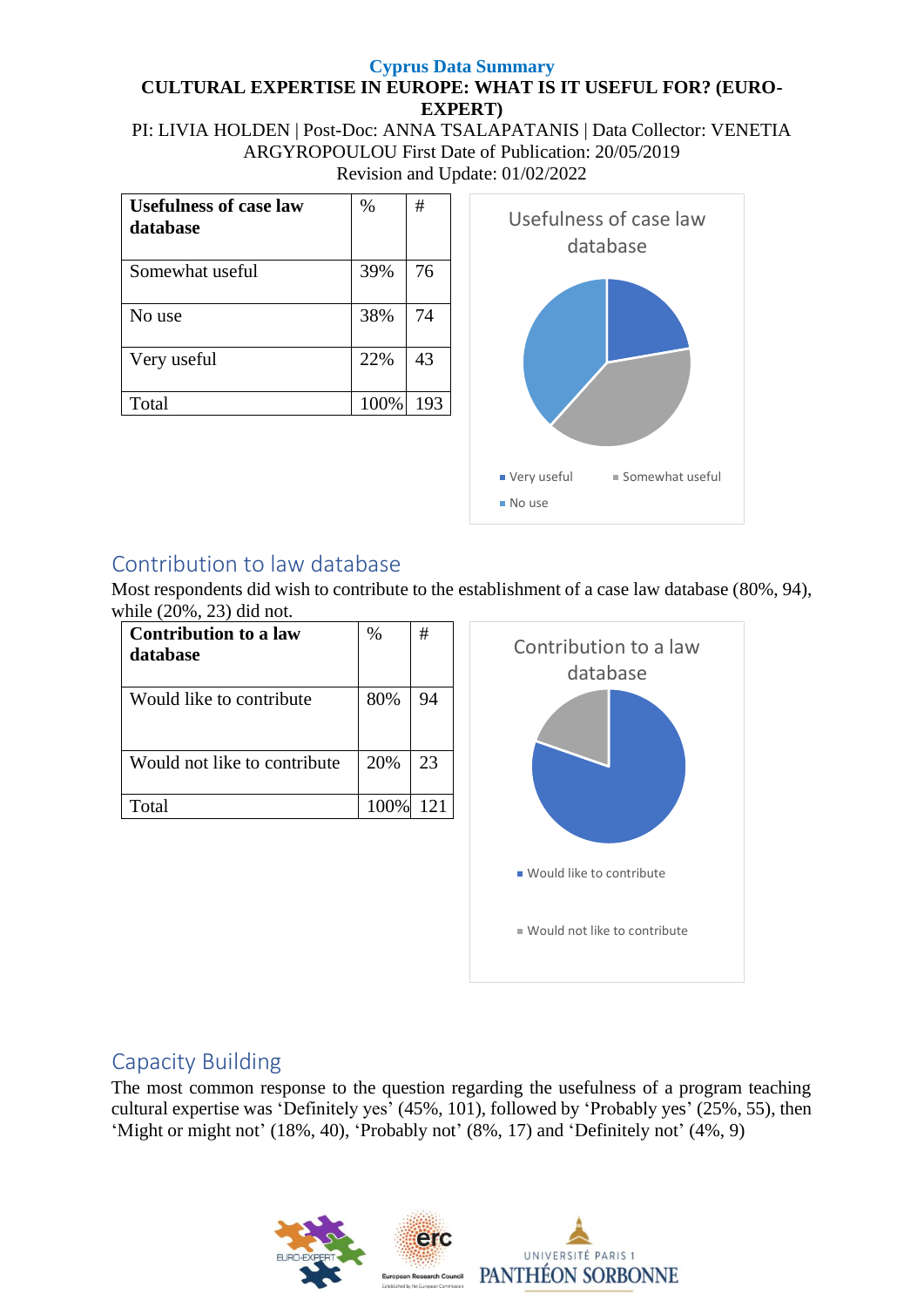**Cyprus Data Summary**

**CULTURAL EXPERTISE IN EUROPE: WHAT IS IT USEFUL FOR? (EURO-EXPERT)**

PI: LIVIA HOLDEN | Post-Doc: ANNA TSALAPATANIS | Data Collector: VENETIA ARGYROPOULOU First Date of Publication: 20/05/2019
Revision and Update: 01/02/2022

| **Usefulness of case law database** | % | # |
|---|---|---|
| Somewhat useful | 39% | 76 |
| No use | 38% | 74 |
| Very useful | 22% | 43 |
| Total | 100% | 193 |

## Contribution to law database

Most respondents did wish to contribute to the establishment of a case law database (80%, 94), while (20%, 23) did not.

| **Contribution to a law database** | % | # |
|---|---|---|
| Would like to contribute | 80% | 94 |
| Would not like to contribute | 20% | 23 |
| Total | 100% | 121 |

## Capacity Building

The most common response to the question regarding the usefulness of a program teaching cultural expertise was 'Definitely yes' (45%, 101), followed by 'Probably yes' (25%, 55), then 'Might or might not' (18%, 40), 'Probably not' (8%, 17) and 'Definitely not' (4%, 9)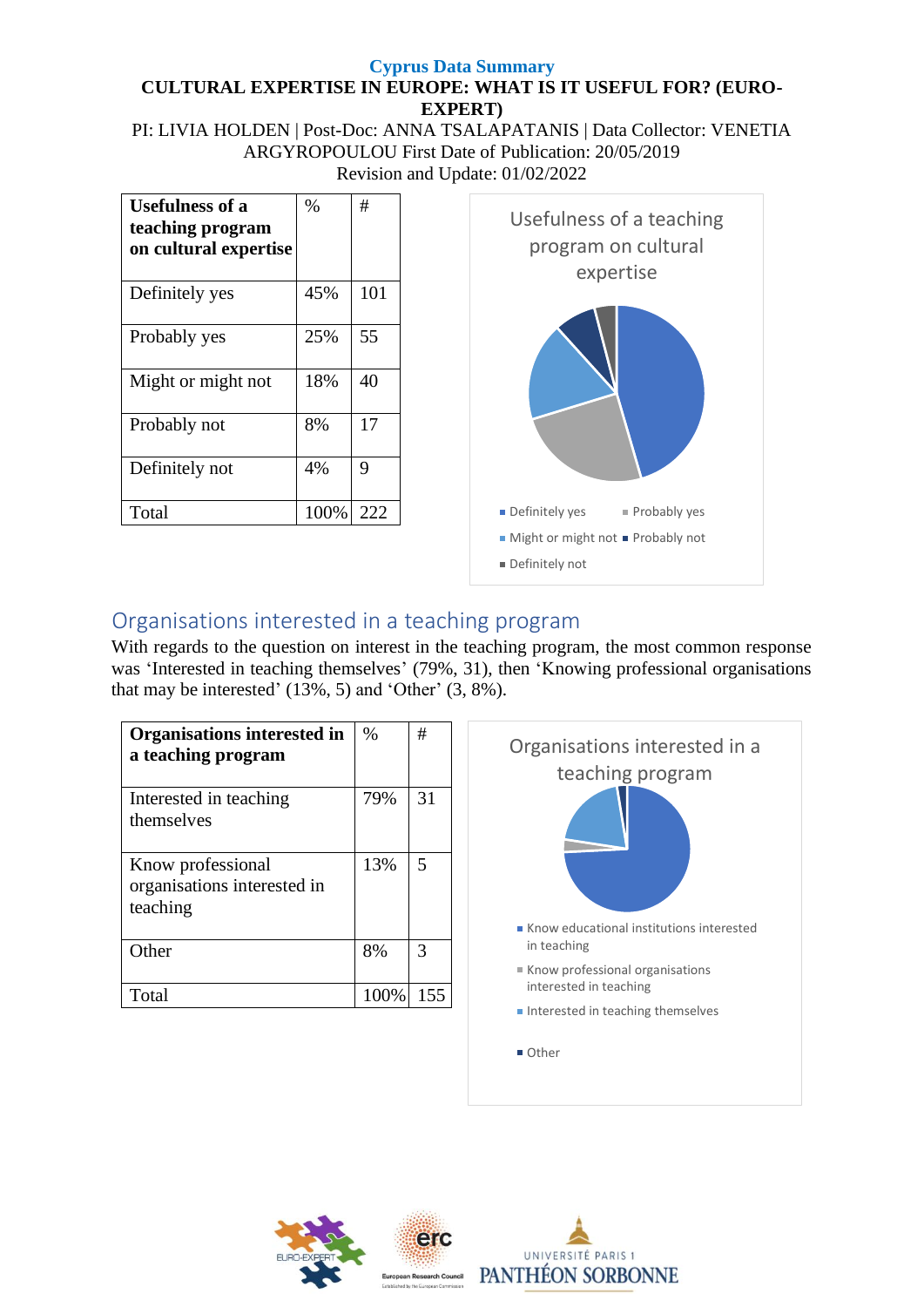**Cyprus Data Summary**

**CULTURAL EXPERTISE IN EUROPE: WHAT IS IT USEFUL FOR? (EURO-EXPERT)**

PI: LIVIA HOLDEN | Post-Doc: ANNA TSALAPATANIS | Data Collector: VENETIA ARGYROPOULOU First Date of Publication: 20/05/2019
Revision and Update: 01/02/2022

| **Usefulness of a teaching program on cultural expertise** | % | # |
|---|---|---|
| Definitely yes | 45% | 101 |
| Probably yes | 25% | 55 |
| Might or might not | 18% | 40 |
| Probably not | 8% | 17 |
| Definitely not | 4% | 9 |
| Total | 100% | 222 |

Usefulness of a teaching program on cultural expertise

Definitely yes
Probably yes
Might or might not
Probably not
Definitely not

## Organisations interested in a teaching program

With regards to the question on interest in the teaching program, the most common response was 'Interested in teaching themselves' (79%, 31), then 'Knowing professional organisations that may be interested' (13%, 5) and 'Other' (3, 8%).

| **Organisations interested in a teaching program** | % | # |
|---|---|---|
| Interested in teaching themselves | 79% | 31 |
| Know professional organisations interested in teaching | 13% | 5 |
| Other | 8% | 3 |
| Total | 100% | 155 |

Organisations interested in a teaching program

Know educational institutions interested in teaching
Know professional organisations interested in teaching
Interested in teaching themselves
Other